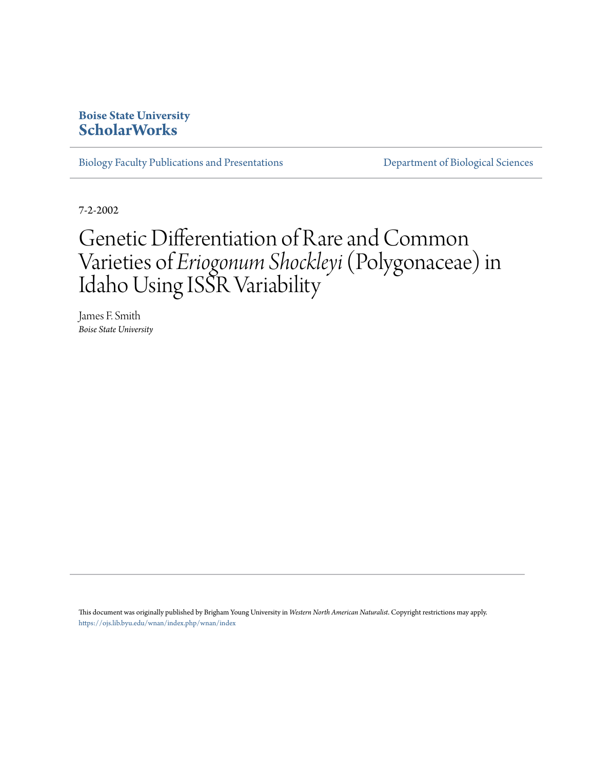**Boise State University**
**ScholarWorks**

Biology Faculty Publications and Presentations | Department of Biological Sciences

7-2-2002

# Genetic Differentiation of Rare and Common Varieties of *Eriogonum Shockleyi* (Polygonaceae) in Idaho Using ISSR Variability

James F. Smith
*Boise State University*

This document was originally published by Brigham Young University in *Western North American Naturalist*. Copyright restrictions may apply. https://ojs.lib.byu.edu/wnan/index.php/wnan/index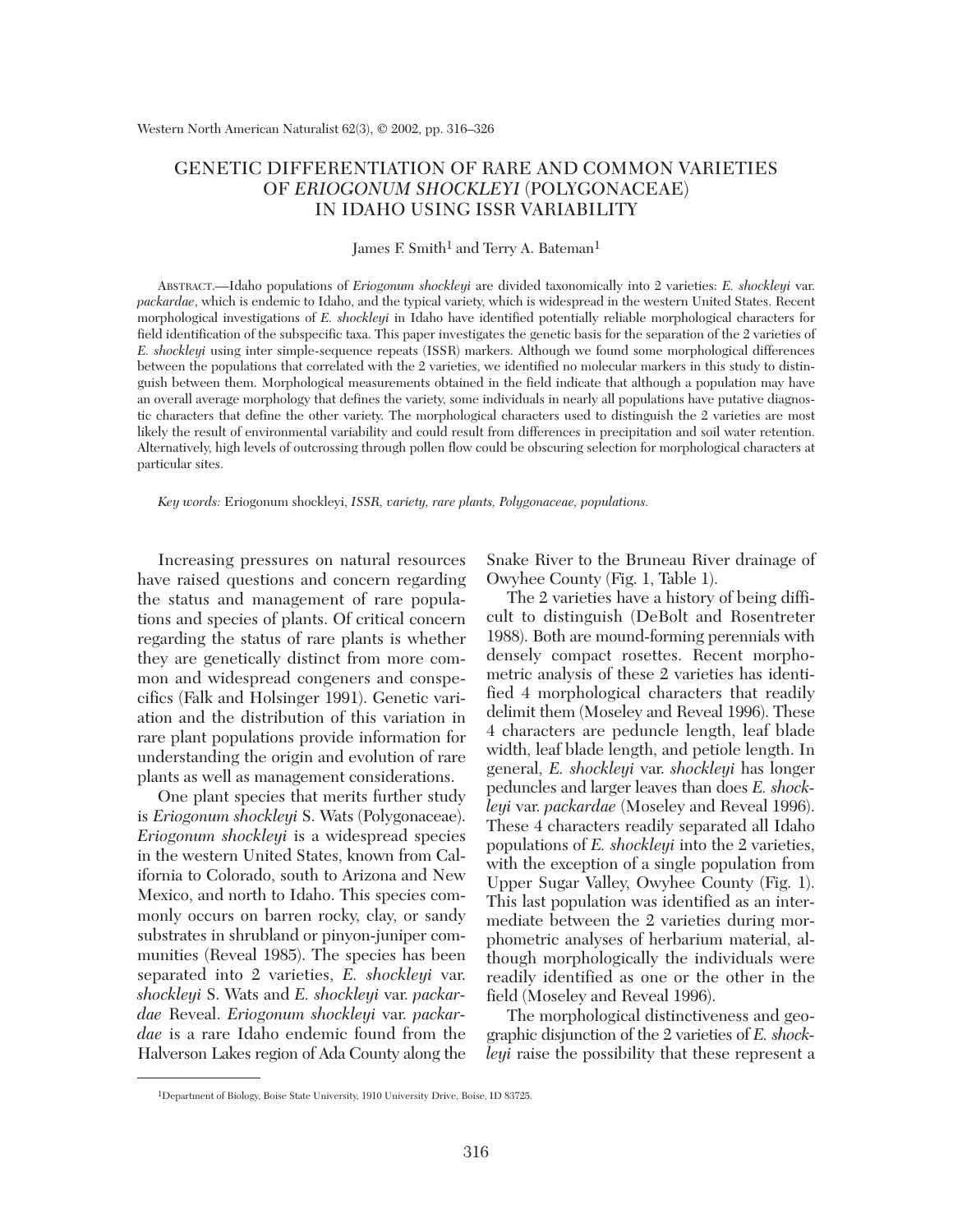# GENETIC DIFFERENTIATION OF RARE AND COMMON VARIETIES OF *ERIOGONUM SHOCKLEYI* (POLYGONACEAE) IN IDAHO USING ISSR VARIABILITY

James F. Smith[1] and Terry A. Bateman[1]

ABSTRACT.—Idaho populations of *Eriogonum shockleyi* are divided taxonomically into 2 varieties: *E. shockleyi* var. *packardae*, which is endemic to Idaho, and the typical variety, which is widespread in the western United States. Recent morphological investigations of *E. shockleyi* in Idaho have identified potentially reliable morphological characters for field identification of the subspecific taxa. This paper investigates the genetic basis for the separation of the 2 varieties of *E. shockleyi* using inter simple-sequence repeats (ISSR) markers. Although we found some morphological differences between the populations that correlated with the 2 varieties, we identified no molecular markers in this study to distinguish between them. Morphological measurements obtained in the field indicate that although a population may have an overall average morphology that defines the variety, some individuals in nearly all populations have putative diagnostic characters that define the other variety. The morphological characters used to distinguish the 2 varieties are most likely the result of environmental variability and could result from differences in precipitation and soil water retention. Alternatively, high levels of outcrossing through pollen flow could be obscuring selection for morphological characters at particular sites.

*Key words:* Eriogonum shockleyi, *ISSR, variety, rare plants, Polygonaceae, populations.*

Increasing pressures on natural resources have raised questions and concern regarding the status and management of rare populations and species of plants. Of critical concern regarding the status of rare plants is whether they are genetically distinct from more common and widespread congeners and conspecifics (Falk and Holsinger 1991). Genetic variation and the distribution of this variation in rare plant populations provide information for understanding the origin and evolution of rare plants as well as management considerations.

One plant species that merits further study is *Eriogonum shockleyi* S. Wats (Polygonaceae). *Eriogonum shockleyi* is a widespread species in the western United States, known from California to Colorado, south to Arizona and New Mexico, and north to Idaho. This species commonly occurs on barren rocky, clay, or sandy substrates in shrubland or pinyon-juniper communities (Reveal 1985). The species has been separated into 2 varieties, *E. shockleyi* var. *shockleyi* S. Wats and *E. shockleyi* var. *packardae* Reveal. *Eriogonum shockleyi* var. *packardae* is a rare Idaho endemic found from the Halverson Lakes region of Ada County along the Snake River to the Bruneau River drainage of Owyhee County (Fig. 1, Table 1).

The 2 varieties have a history of being difficult to distinguish (DeBolt and Rosentreter 1988). Both are mound-forming perennials with densely compact rosettes. Recent morphometric analysis of these 2 varieties has identified 4 morphological characters that readily delimit them (Moseley and Reveal 1996). These 4 characters are peduncle length, leaf blade width, leaf blade length, and petiole length. In general, *E. shockleyi* var. *shockleyi* has longer peduncles and larger leaves than does *E. shockleyi* var. *packardae* (Moseley and Reveal 1996). These 4 characters readily separated all Idaho populations of *E. shockleyi* into the 2 varieties, with the exception of a single population from Upper Sugar Valley, Owyhee County (Fig. 1). This last population was identified as an intermediate between the 2 varieties during morphometric analyses of herbarium material, although morphologically the individuals were readily identified as one or the other in the field (Moseley and Reveal 1996).

The morphological distinctiveness and geographic disjunction of the 2 varieties of *E. shockleyi* raise the possibility that these represent a

[1]Department of Biology, Boise State University, 1910 University Drive, Boise, ID 83725.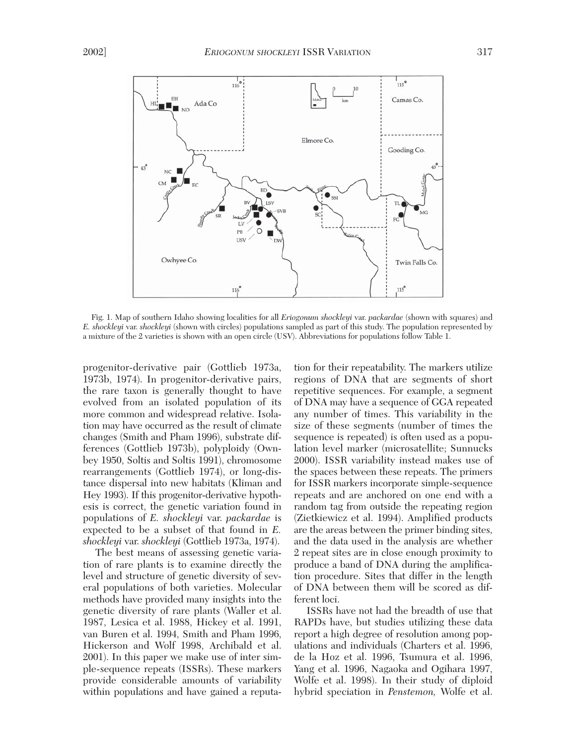Fig. 1. Map of southern Idaho showing localities for all *Eriogonum shockleyi* var. *packardae* (shown with squares) and *E. shockleyi* var. *shockleyi* (shown with circles) populations sampled as part of this study. The population represented by a mixture of the 2 varieties is shown with an open circle (USV). Abbreviations for populations follow Table 1.

progenitor-derivative pair (Gottlieb 1973a, 1973b, 1974). In progenitor-derivative pairs, the rare taxon is generally thought to have evolved from an isolated population of its more common and widespread relative. Isolation may have occurred as the result of climate changes (Smith and Pham 1996), substrate differences (Gottlieb 1973b), polyploidy (Ownbey 1950, Soltis and Soltis 1991), chromosome rearrangements (Gottlieb 1974), or long-distance dispersal into new habitats (Kliman and Hey 1993). If this progenitor-derivative hypothesis is correct, the genetic variation found in populations of *E. shockleyi* var. *packardae* is expected to be a subset of that found in *E. shockleyi* var. *shockleyi* (Gottlieb 1973a, 1974).

The best means of assessing genetic variation of rare plants is to examine directly the level and structure of genetic diversity of several populations of both varieties. Molecular methods have provided many insights into the genetic diversity of rare plants (Waller et al. 1987, Lesica et al. 1988, Hickey et al. 1991, van Buren et al. 1994, Smith and Pham 1996, Hickerson and Wolf 1998, Archibald et al. 2001). In this paper we make use of inter simple-sequence repeats (ISSRs). These markers provide considerable amounts of variability within populations and have gained a reputation for their repeatability. The markers utilize regions of DNA that are segments of short repetitive sequences. For example, a segment of DNA may have a sequence of GGA repeated any number of times. This variability in the size of these segments (number of times the sequence is repeated) is often used as a population level marker (microsatellite; Sunnucks 2000). ISSR variability instead makes use of the spaces between these repeats. The primers for ISSR markers incorporate simple-sequence repeats and are anchored on one end with a random tag from outside the repeating region (Zietkiewicz et al. 1994). Amplified products are the areas between the primer binding sites, and the data used in the analysis are whether 2 repeat sites are in close enough proximity to produce a band of DNA during the amplification procedure. Sites that differ in the length of DNA between them will be scored as different loci.

ISSRs have not had the breadth of use that RAPDs have, but studies utilizing these data report a high degree of resolution among populations and individuals (Charters et al. 1996, de la Hoz et al. 1996, Tsumura et al. 1996, Yang et al. 1996, Nagaoka and Ogihara 1997, Wolfe et al. 1998). In their study of diploid hybrid speciation in *Penstemon,* Wolfe et al.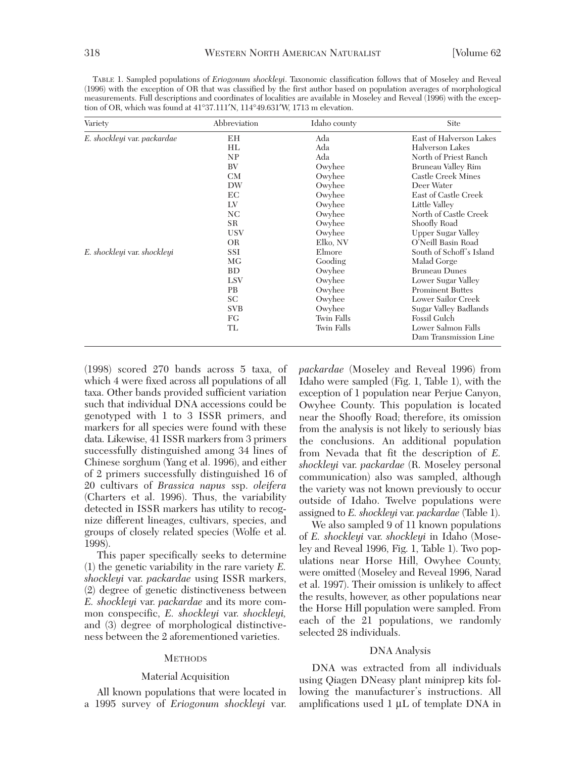TABLE 1. Sampled populations of *Eriogonum shockleyi*. Taxonomic classification follows that of Moseley and Reveal (1996) with the exception of OR that was classified by the first author based on population averages of morphological measurements. Full descriptions and coordinates of localities are available in Moseley and Reveal (1996) with the exception of OR, which was found at 41°37.111′N, 114°49.631′W, 1713 m elevation.

| Variety | Abbreviation | Idaho county | Site |
|---|---|---|---|
| *E. shockleyi* var. *packardae* | EH | Ada | East of Halverson Lakes |
| | HL | Ada | Halverson Lakes |
| | NP | Ada | North of Priest Ranch |
| | BV | Owyhee | Bruneau Valley Rim |
| | CM | Owyhee | Castle Creek Mines |
| | DW | Owyhee | Deer Water |
| | EC | Owyhee | East of Castle Creek |
| | LV | Owyhee | Little Valley |
| | NC | Owyhee | North of Castle Creek |
| | SR | Owyhee | Shoofly Road |
| | USV | Owyhee | Upper Sugar Valley |
| | OR | Elko, NV | O'Neill Basin Road |
| *E. shockleyi* var. *shockleyi* | SSI | Elmore | South of Schoff's Island |
| | MG | Gooding | Malad Gorge |
| | BD | Owyhee | Bruneau Dunes |
| | LSV | Owyhee | Lower Sugar Valley |
| | PB | Owyhee | Prominent Buttes |
| | SC | Owyhee | Lower Sailor Creek |
| | SVB | Owyhee | Sugar Valley Badlands |
| | FG | Twin Falls | Fossil Gulch |
| | TL | Twin Falls | Lower Salmon Falls Dam Transmission Line |

(1998) scored 270 bands across 5 taxa, of which 4 were fixed across all populations of all taxa. Other bands provided sufficient variation such that individual DNA accessions could be genotyped with 1 to 3 ISSR primers, and markers for all species were found with these data. Likewise, 41 ISSR markers from 3 primers successfully distinguished among 34 lines of Chinese sorghum (Yang et al. 1996), and either of 2 primers successfully distinguished 16 of 20 cultivars of *Brassica napus* ssp. *oleifera* (Charters et al. 1996). Thus, the variability detected in ISSR markers has utility to recognize different lineages, cultivars, species, and groups of closely related species (Wolfe et al. 1998).

This paper specifically seeks to determine (1) the genetic variability in the rare variety *E. shockleyi* var. *packardae* using ISSR markers, (2) degree of genetic distinctiveness between *E. shockleyi* var. *packardae* and its more common conspecific, *E. shockleyi* var. *shockleyi*, and (3) degree of morphological distinctiveness between the 2 aforementioned varieties.

## METHODS

### Material Acquisition

All known populations that were located in a 1995 survey of *Eriogonum shockleyi* var. *packardae* (Moseley and Reveal 1996) from Idaho were sampled (Fig. 1, Table 1), with the exception of 1 population near Perjue Canyon, Owyhee County. This population is located near the Shoofly Road; therefore, its omission from the analysis is not likely to seriously bias the conclusions. An additional population from Nevada that fit the description of *E. shockleyi* var. *packardae* (R. Moseley personal communication) also was sampled, although the variety was not known previously to occur outside of Idaho. Twelve populations were assigned to *E. shockleyi* var. *packardae* (Table 1).

We also sampled 9 of 11 known populations of *E. shockleyi* var. *shockleyi* in Idaho (Moseley and Reveal 1996, Fig. 1, Table 1). Two populations near Horse Hill, Owyhee County, were omitted (Moseley and Reveal 1996, Narad et al. 1997). Their omission is unlikely to affect the results, however, as other populations near the Horse Hill population were sampled. From each of the 21 populations, we randomly selected 28 individuals.

### DNA Analysis

DNA was extracted from all individuals using Qiagen DNeasy plant miniprep kits following the manufacturer's instructions. All amplifications used 1 μL of template DNA in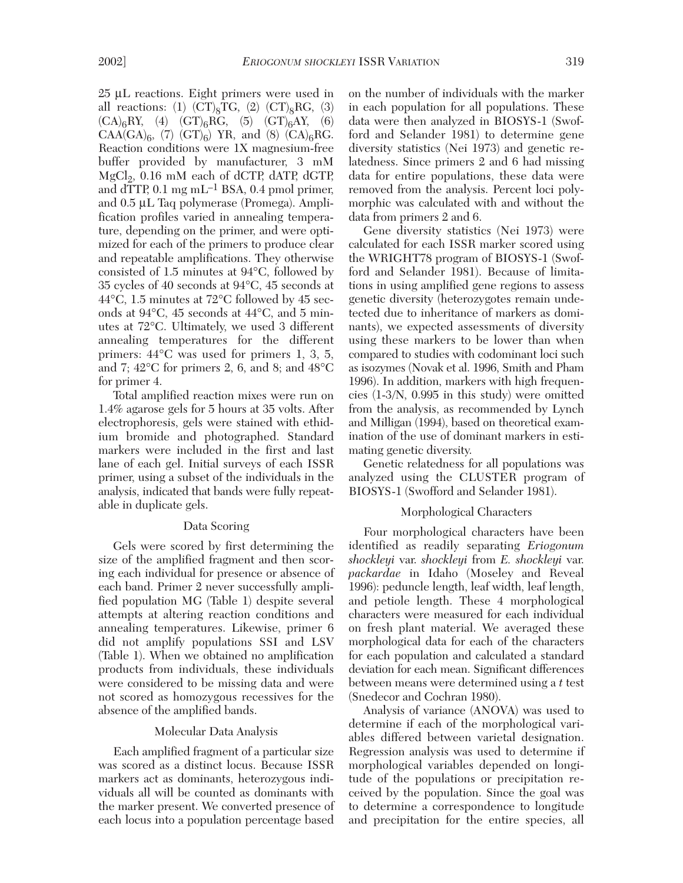25 μL reactions. Eight primers were used in all reactions: (1) $(CT)_8TG$, (2) $(CT)_8RG$, (3) $(CA)_6RY$, (4) $(GT)_6RG$, (5) $(GT)_6AY$, (6) $CAA(GA)_6$, (7) $(GT)_6$) YR, and (8) $(CA)_6RG$. Reaction conditions were 1X magnesium-free buffer provided by manufacturer, 3 mM $MgCl_2$, 0.16 mM each of dCTP, dATP, dGTP, and dTTP, 0.1 mg $mL^{-1}$ BSA, 0.4 pmol primer, and 0.5 μL Taq polymerase (Promega). Amplification profiles varied in annealing temperature, depending on the primer, and were optimized for each of the primers to produce clear and repeatable amplifications. They otherwise consisted of 1.5 minutes at 94°C, followed by 35 cycles of 40 seconds at 94°C, 45 seconds at 44°C, 1.5 minutes at 72°C followed by 45 seconds at 94°C, 45 seconds at 44°C, and 5 minutes at 72°C. Ultimately, we used 3 different annealing temperatures for the different primers: 44°C was used for primers 1, 3, 5, and 7; 42°C for primers 2, 6, and 8; and 48°C for primer 4.

Total amplified reaction mixes were run on 1.4% agarose gels for 5 hours at 35 volts. After electrophoresis, gels were stained with ethidium bromide and photographed. Standard markers were included in the first and last lane of each gel. Initial surveys of each ISSR primer, using a subset of the individuals in the analysis, indicated that bands were fully repeatable in duplicate gels.

### Data Scoring

Gels were scored by first determining the size of the amplified fragment and then scoring each individual for presence or absence of each band. Primer 2 never successfully amplified population MG (Table 1) despite several attempts at altering reaction conditions and annealing temperatures. Likewise, primer 6 did not amplify populations SSI and LSV (Table 1). When we obtained no amplification products from individuals, these individuals were considered to be missing data and were not scored as homozygous recessives for the absence of the amplified bands.

### Molecular Data Analysis

Each amplified fragment of a particular size was scored as a distinct locus. Because ISSR markers act as dominants, heterozygous individuals all will be counted as dominants with the marker present. We converted presence of each locus into a population percentage based on the number of individuals with the marker in each population for all populations. These data were then analyzed in BIOSYS-1 (Swofford and Selander 1981) to determine gene diversity statistics (Nei 1973) and genetic relatedness. Since primers 2 and 6 had missing data for entire populations, these data were removed from the analysis. Percent loci polymorphic was calculated with and without the data from primers 2 and 6.

Gene diversity statistics (Nei 1973) were calculated for each ISSR marker scored using the WRIGHT78 program of BIOSYS-1 (Swofford and Selander 1981). Because of limitations in using amplified gene regions to assess genetic diversity (heterozygotes remain undetected due to inheritance of markers as dominants), we expected assessments of diversity using these markers to be lower than when compared to studies with codominant loci such as isozymes (Novak et al. 1996, Smith and Pham 1996). In addition, markers with high frequencies (1-3/N, 0.995 in this study) were omitted from the analysis, as recommended by Lynch and Milligan (1994), based on theoretical examination of the use of dominant markers in estimating genetic diversity.

Genetic relatedness for all populations was analyzed using the CLUSTER program of BIOSYS-1 (Swofford and Selander 1981).

### Morphological Characters

Four morphological characters have been identified as readily separating *Eriogonum shockleyi* var. *shockleyi* from *E. shockleyi* var. *packardae* in Idaho (Moseley and Reveal 1996): peduncle length, leaf width, leaf length, and petiole length. These 4 morphological characters were measured for each individual on fresh plant material. We averaged these morphological data for each of the characters for each population and calculated a standard deviation for each mean. Significant differences between means were determined using a *t* test (Snedecor and Cochran 1980).

Analysis of variance (ANOVA) was used to determine if each of the morphological variables differed between varietal designation. Regression analysis was used to determine if morphological variables depended on longitude of the populations or precipitation received by the population. Since the goal was to determine a correspondence to longitude and precipitation for the entire species, all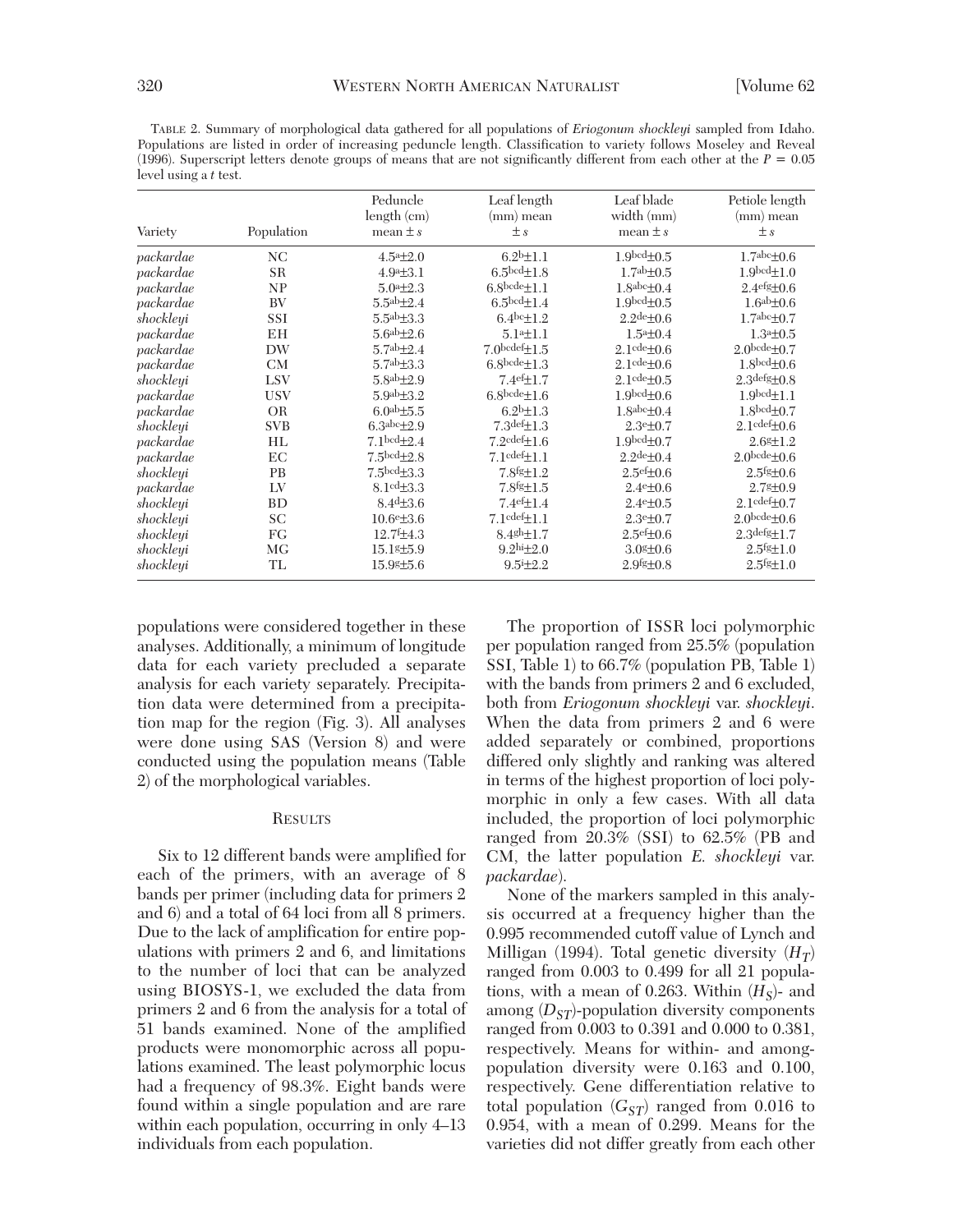TABLE 2. Summary of morphological data gathered for all populations of *Eriogonum shockleyi* sampled from Idaho. Populations are listed in order of increasing peduncle length. Classification to variety follows Moseley and Reveal (1996). Superscript letters denote groups of means that are not significantly different from each other at the $P = 0.05$ level using a *t* test.

| Variety | Population | Peduncle length (cm) mean ± *s* | Leaf length (mm) mean ± *s* | Leaf blade width (mm) mean ± *s* | Petiole length (mm) mean ± *s* |
|---|---|---|---|---|---|
| *packardae* | NC | $4.5^{a}$±2.0 | $6.2^{b}$±1.1 | $1.9^{bcd}$±0.5 | $1.7^{abc}$±0.6 |
| *packardae* | SR | $4.9^{a}$±3.1 | $6.5^{bcd}$±1.8 | $1.7^{ab}$±0.5 | $1.9^{bcd}$±1.0 |
| *packardae* | NP | $5.0^{a}$±2.3 | $6.8^{bcde}$±1.1 | $1.8^{abc}$±0.4 | $2.4^{efg}$±0.6 |
| *packardae* | BV | $5.5^{ab}$±2.4 | $6.5^{bcd}$±1.4 | $1.9^{bcd}$±0.5 | $1.6^{ab}$±0.6 |
| *shockleyi* | SSI | $5.5^{ab}$±3.3 | $6.4^{bc}$±1.2 | $2.2^{de}$±0.6 | $1.7^{abc}$±0.7 |
| *packardae* | EH | $5.6^{ab}$±2.6 | $5.1^{a}$±1.1 | $1.5^{a}$±0.4 | $1.3^{a}$±0.5 |
| *packardae* | DW | $5.7^{ab}$±2.4 | $7.0^{bcdef}$±1.5 | $2.1^{cde}$±0.6 | $2.0^{bcde}$±0.7 |
| *packardae* | CM | $5.7^{ab}$±3.3 | $6.8^{bcde}$±1.3 | $2.1^{cde}$±0.6 | $1.8^{bcd}$±0.6 |
| *shockleyi* | LSV | $5.8^{ab}$±2.9 | $7.4^{ef}$±1.7 | $2.1^{cde}$±0.5 | $2.3^{defg}$±0.8 |
| *packardae* | USV | $5.9^{ab}$±3.2 | $6.8^{bcde}$±1.6 | $1.9^{bcd}$±0.6 | $1.9^{bcd}$±1.1 |
| *packardae* | OR | $6.0^{ab}$±5.5 | $6.2^{b}$±1.3 | $1.8^{abc}$±0.4 | $1.8^{bcd}$±0.7 |
| *shockleyi* | SVB | $6.3^{abc}$±2.9 | $7.3^{def}$±1.3 | $2.3^{e}$±0.7 | $2.1^{cdef}$±0.6 |
| *packardae* | HL | $7.1^{bcd}$±2.4 | $7.2^{cdef}$±1.6 | $1.9^{bcd}$±0.7 | $2.6^{g}$±1.2 |
| *packardae* | EC | $7.5^{bcd}$±2.8 | $7.1^{cdef}$±1.1 | $2.2^{de}$±0.4 | $2.0^{bcde}$±0.6 |
| *shockleyi* | PB | $7.5^{bcd}$±3.3 | $7.8^{fg}$±1.2 | $2.5^{ef}$±0.6 | $2.5^{fg}$±0.6 |
| *packardae* | LV | $8.1^{cd}$±3.3 | $7.8^{fg}$±1.5 | $2.4^{e}$±0.6 | $2.7^{g}$±0.9 |
| *shockleyi* | BD | $8.4^{d}$±3.6 | $7.4^{ef}$±1.4 | $2.4^{e}$±0.5 | $2.1^{cdef}$±0.7 |
| *shockleyi* | SC | $10.6^{e}$±3.6 | $7.1^{cdef}$±1.1 | $2.3^{e}$±0.7 | $2.0^{bcde}$±0.6 |
| *shockleyi* | FG | $12.7^{f}$±4.3 | $8.4^{gh}$±1.7 | $2.5^{ef}$±0.6 | $2.3^{defg}$±1.7 |
| *shockleyi* | MG | $15.1^{g}$±5.9 | $9.2^{hi}$±2.0 | $3.0^{g}$±0.6 | $2.5^{fg}$±1.0 |
| *shockleyi* | TL | $15.9^{g}$±5.6 | $9.5^{i}$±2.2 | $2.9^{fg}$±0.8 | $2.5^{fg}$±1.0 |

populations were considered together in these analyses. Additionally, a minimum of longitude data for each variety precluded a separate analysis for each variety separately. Precipitation data were determined from a precipitation map for the region (Fig. 3). All analyses were done using SAS (Version 8) and were conducted using the population means (Table 2) of the morphological variables.

## RESULTS

Six to 12 different bands were amplified for each of the primers, with an average of 8 bands per primer (including data for primers 2 and 6) and a total of 64 loci from all 8 primers. Due to the lack of amplification for entire populations with primers 2 and 6, and limitations to the number of loci that can be analyzed using BIOSYS-1, we excluded the data from primers 2 and 6 from the analysis for a total of 51 bands examined. None of the amplified products were monomorphic across all populations examined. The least polymorphic locus had a frequency of 98.3%. Eight bands were found within a single population and are rare within each population, occurring in only 4–13 individuals from each population.

The proportion of ISSR loci polymorphic per population ranged from 25.5% (population SSI, Table 1) to 66.7% (population PB, Table 1) with the bands from primers 2 and 6 excluded, both from *Eriogonum shockleyi* var. *shockleyi*. When the data from primers 2 and 6 were added separately or combined, proportions differed only slightly and ranking was altered in terms of the highest proportion of loci polymorphic in only a few cases. With all data included, the proportion of loci polymorphic ranged from 20.3% (SSI) to 62.5% (PB and CM, the latter population *E. shockleyi* var. *packardae*).

None of the markers sampled in this analysis occurred at a frequency higher than the 0.995 recommended cutoff value of Lynch and Milligan (1994). Total genetic diversity ($H_T$) ranged from 0.003 to 0.499 for all 21 populations, with a mean of 0.263. Within ($H_S$)- and among ($D_{ST}$)-population diversity components ranged from 0.003 to 0.391 and 0.000 to 0.381, respectively. Means for within- and among-population diversity were 0.163 and 0.100, respectively. Gene differentiation relative to total population ($G_{ST}$) ranged from 0.016 to 0.954, with a mean of 0.299. Means for the varieties did not differ greatly from each other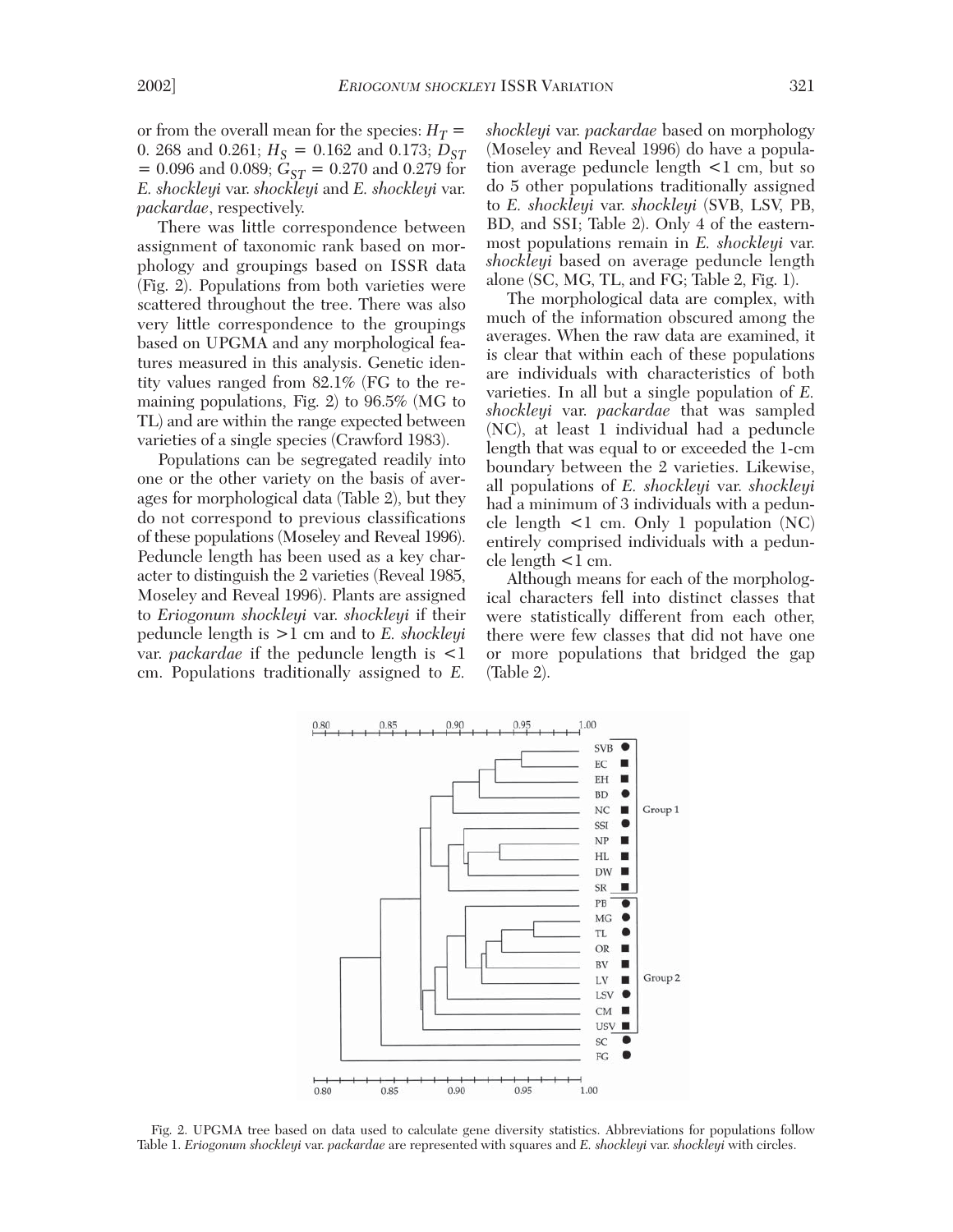or from the overall mean for the species: $H_T$ = 0. 268 and 0.261; $H_S$ = 0.162 and 0.173; $D_{ST}$ = 0.096 and 0.089; $G_{ST}$ = 0.270 and 0.279 for *E. shockleyi* var. *shockleyi* and *E. shockleyi* var. *packardae*, respectively.

There was little correspondence between assignment of taxonomic rank based on morphology and groupings based on ISSR data (Fig. 2). Populations from both varieties were scattered throughout the tree. There was also very little correspondence to the groupings based on UPGMA and any morphological features measured in this analysis. Genetic identity values ranged from 82.1% (FG to the remaining populations, Fig. 2) to 96.5% (MG to TL) and are within the range expected between varieties of a single species (Crawford 1983).

Populations can be segregated readily into one or the other variety on the basis of averages for morphological data (Table 2), but they do not correspond to previous classifications of these populations (Moseley and Reveal 1996). Peduncle length has been used as a key character to distinguish the 2 varieties (Reveal 1985, Moseley and Reveal 1996). Plants are assigned to *Eriogonum shockleyi* var. *shockleyi* if their peduncle length is >1 cm and to *E. shockleyi* var. *packardae* if the peduncle length is <1 cm. Populations traditionally assigned to *E. shockleyi* var. *packardae* based on morphology (Moseley and Reveal 1996) do have a population average peduncle length <1 cm, but so do 5 other populations traditionally assigned to *E. shockleyi* var. *shockleyi* (SVB, LSV, PB, BD, and SSI; Table 2). Only 4 of the easternmost populations remain in *E. shockleyi* var. *shockleyi* based on average peduncle length alone (SC, MG, TL, and FG; Table 2, Fig. 1).

The morphological data are complex, with much of the information obscured among the averages. When the raw data are examined, it is clear that within each of these populations are individuals with characteristics of both varieties. In all but a single population of *E. shockleyi* var. *packardae* that was sampled (NC), at least 1 individual had a peduncle length that was equal to or exceeded the 1-cm boundary between the 2 varieties. Likewise, all populations of *E. shockleyi* var. *shockleyi* had a minimum of 3 individuals with a peduncle length <1 cm. Only 1 population (NC) entirely comprised individuals with a peduncle length <1 cm.

Although means for each of the morphological characters fell into distinct classes that were statistically different from each other, there were few classes that did not have one or more populations that bridged the gap (Table 2).

Fig. 2. UPGMA tree based on data used to calculate gene diversity statistics. Abbreviations for populations follow Table 1. *Eriogonum shockleyi* var. *packardae* are represented with squares and *E. shockleyi* var. *shockleyi* with circles.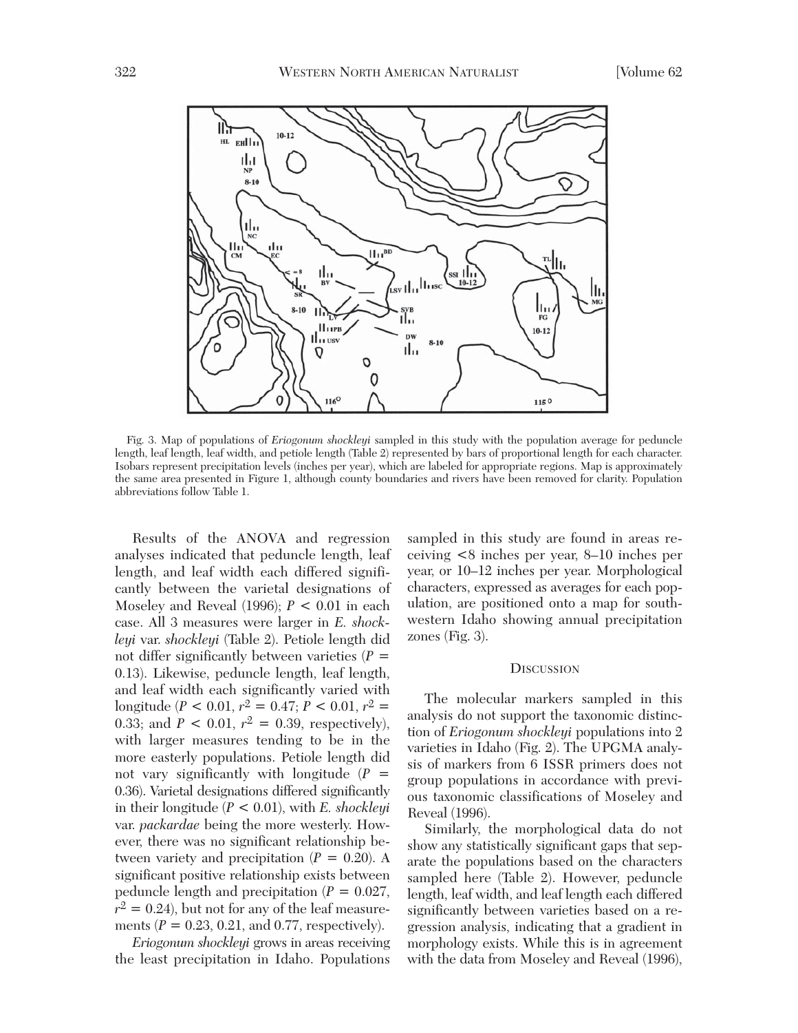Fig. 3. Map of populations of *Eriogonum shockleyi* sampled in this study with the population average for peduncle length, leaf length, leaf width, and petiole length (Table 2) represented by bars of proportional length for each character. Isobars represent precipitation levels (inches per year), which are labeled for appropriate regions. Map is approximately the same area presented in Figure 1, although county boundaries and rivers have been removed for clarity. Population abbreviations follow Table 1.

Results of the ANOVA and regression analyses indicated that peduncle length, leaf length, and leaf width each differed significantly between the varietal designations of Moseley and Reveal (1996); $P < 0.01$ in each case. All 3 measures were larger in *E. shockleyi* var. *shockleyi* (Table 2). Petiole length did not differ significantly between varieties ($P = 0.13$). Likewise, peduncle length, leaf length, and leaf width each significantly varied with longitude ($P < 0.01$, $r^2 = 0.47$; $P < 0.01$, $r^2 = 0.33$; and $P < 0.01$, $r^2 = 0.39$, respectively), with larger measures tending to be in the more easterly populations. Petiole length did not vary significantly with longitude ($P = 0.36$). Varietal designations differed significantly in their longitude ($P < 0.01$), with *E. shockleyi* var. *packardae* being the more westerly. However, there was no significant relationship between variety and precipitation ($P = 0.20$). A significant positive relationship exists between peduncle length and precipitation ($P = 0.027$, $r^2 = 0.24$), but not for any of the leaf measurements ($P = 0.23$, 0.21, and 0.77, respectively).

*Eriogonum shockleyi* grows in areas receiving the least precipitation in Idaho. Populations sampled in this study are found in areas receiving <8 inches per year, 8–10 inches per year, or 10–12 inches per year. Morphological characters, expressed as averages for each population, are positioned onto a map for southwestern Idaho showing annual precipitation zones (Fig. 3).

## Discussion

The molecular markers sampled in this analysis do not support the taxonomic distinction of *Eriogonum shockleyi* populations into 2 varieties in Idaho (Fig. 2). The UPGMA analysis of markers from 6 ISSR primers does not group populations in accordance with previous taxonomic classifications of Moseley and Reveal (1996).

Similarly, the morphological data do not show any statistically significant gaps that separate the populations based on the characters sampled here (Table 2). However, peduncle length, leaf width, and leaf length each differed significantly between varieties based on a regression analysis, indicating that a gradient in morphology exists. While this is in agreement with the data from Moseley and Reveal (1996),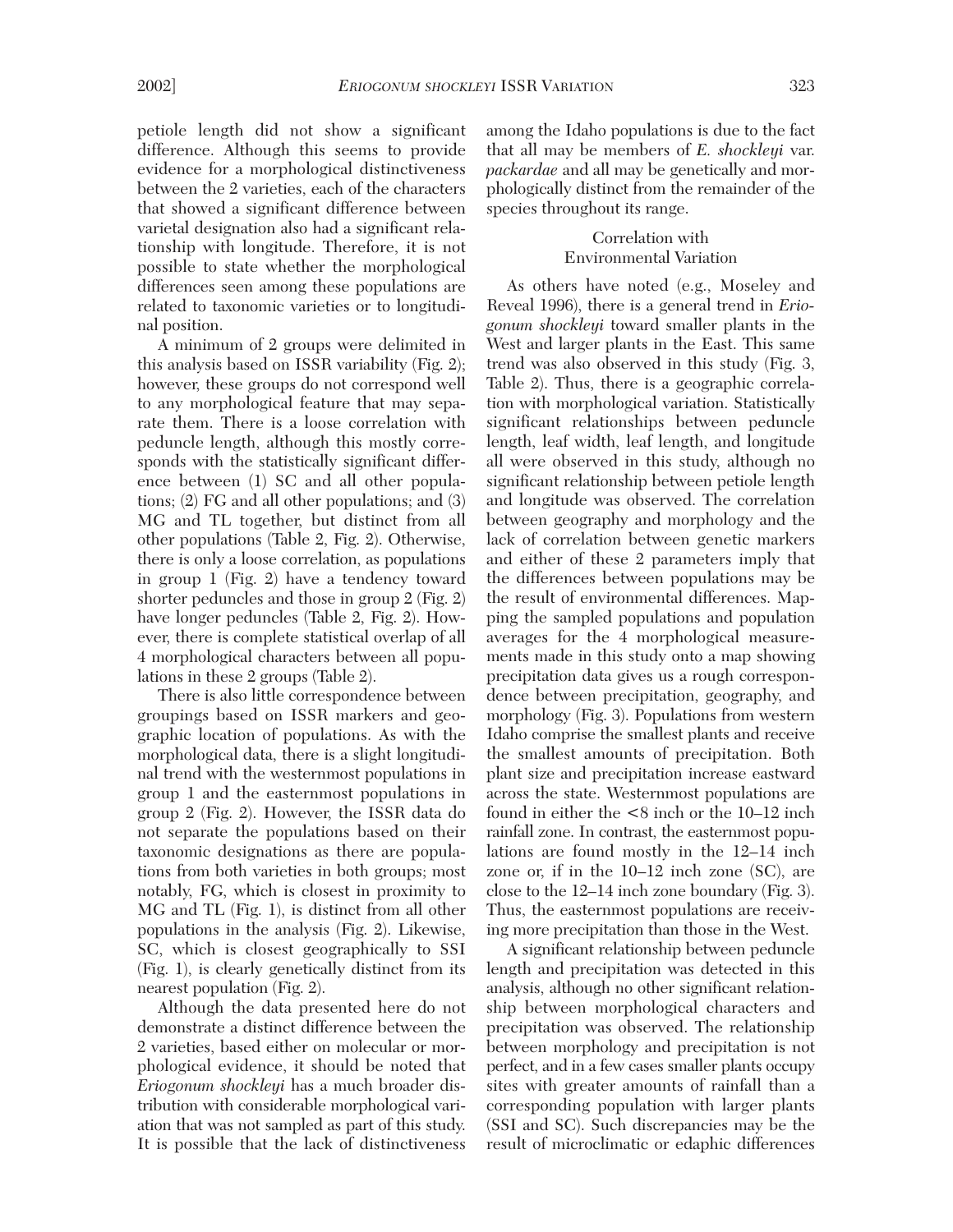petiole length did not show a significant difference. Although this seems to provide evidence for a morphological distinctiveness between the 2 varieties, each of the characters that showed a significant difference between varietal designation also had a significant relationship with longitude. Therefore, it is not possible to state whether the morphological differences seen among these populations are related to taxonomic varieties or to longitudinal position.

A minimum of 2 groups were delimited in this analysis based on ISSR variability (Fig. 2); however, these groups do not correspond well to any morphological feature that may separate them. There is a loose correlation with peduncle length, although this mostly corresponds with the statistically significant difference between (1) SC and all other populations; (2) FG and all other populations; and (3) MG and TL together, but distinct from all other populations (Table 2, Fig. 2). Otherwise, there is only a loose correlation, as populations in group 1 (Fig. 2) have a tendency toward shorter peduncles and those in group 2 (Fig. 2) have longer peduncles (Table 2, Fig. 2). However, there is complete statistical overlap of all 4 morphological characters between all populations in these 2 groups (Table 2).

There is also little correspondence between groupings based on ISSR markers and geographic location of populations. As with the morphological data, there is a slight longitudinal trend with the westernmost populations in group 1 and the easternmost populations in group 2 (Fig. 2). However, the ISSR data do not separate the populations based on their taxonomic designations as there are populations from both varieties in both groups; most notably, FG, which is closest in proximity to MG and TL (Fig. 1), is distinct from all other populations in the analysis (Fig. 2). Likewise, SC, which is closest geographically to SSI (Fig. 1), is clearly genetically distinct from its nearest population (Fig. 2).

Although the data presented here do not demonstrate a distinct difference between the 2 varieties, based either on molecular or morphological evidence, it should be noted that *Eriogonum shockleyi* has a much broader distribution with considerable morphological variation that was not sampled as part of this study. It is possible that the lack of distinctiveness among the Idaho populations is due to the fact that all may be members of *E. shockleyi* var. *packardae* and all may be genetically and morphologically distinct from the remainder of the species throughout its range.

## Correlation with Environmental Variation

As others have noted (e.g., Moseley and Reveal 1996), there is a general trend in *Eriogonum shockleyi* toward smaller plants in the West and larger plants in the East. This same trend was also observed in this study (Fig. 3, Table 2). Thus, there is a geographic correlation with morphological variation. Statistically significant relationships between peduncle length, leaf width, leaf length, and longitude all were observed in this study, although no significant relationship between petiole length and longitude was observed. The correlation between geography and morphology and the lack of correlation between genetic markers and either of these 2 parameters imply that the differences between populations may be the result of environmental differences. Mapping the sampled populations and population averages for the 4 morphological measurements made in this study onto a map showing precipitation data gives us a rough correspondence between precipitation, geography, and morphology (Fig. 3). Populations from western Idaho comprise the smallest plants and receive the smallest amounts of precipitation. Both plant size and precipitation increase eastward across the state. Westernmost populations are found in either the <8 inch or the 10–12 inch rainfall zone. In contrast, the easternmost populations are found mostly in the 12–14 inch zone or, if in the 10–12 inch zone (SC), are close to the 12–14 inch zone boundary (Fig. 3). Thus, the easternmost populations are receiving more precipitation than those in the West.

A significant relationship between peduncle length and precipitation was detected in this analysis, although no other significant relationship between morphological characters and precipitation was observed. The relationship between morphology and precipitation is not perfect, and in a few cases smaller plants occupy sites with greater amounts of rainfall than a corresponding population with larger plants (SSI and SC). Such discrepancies may be the result of microclimatic or edaphic differences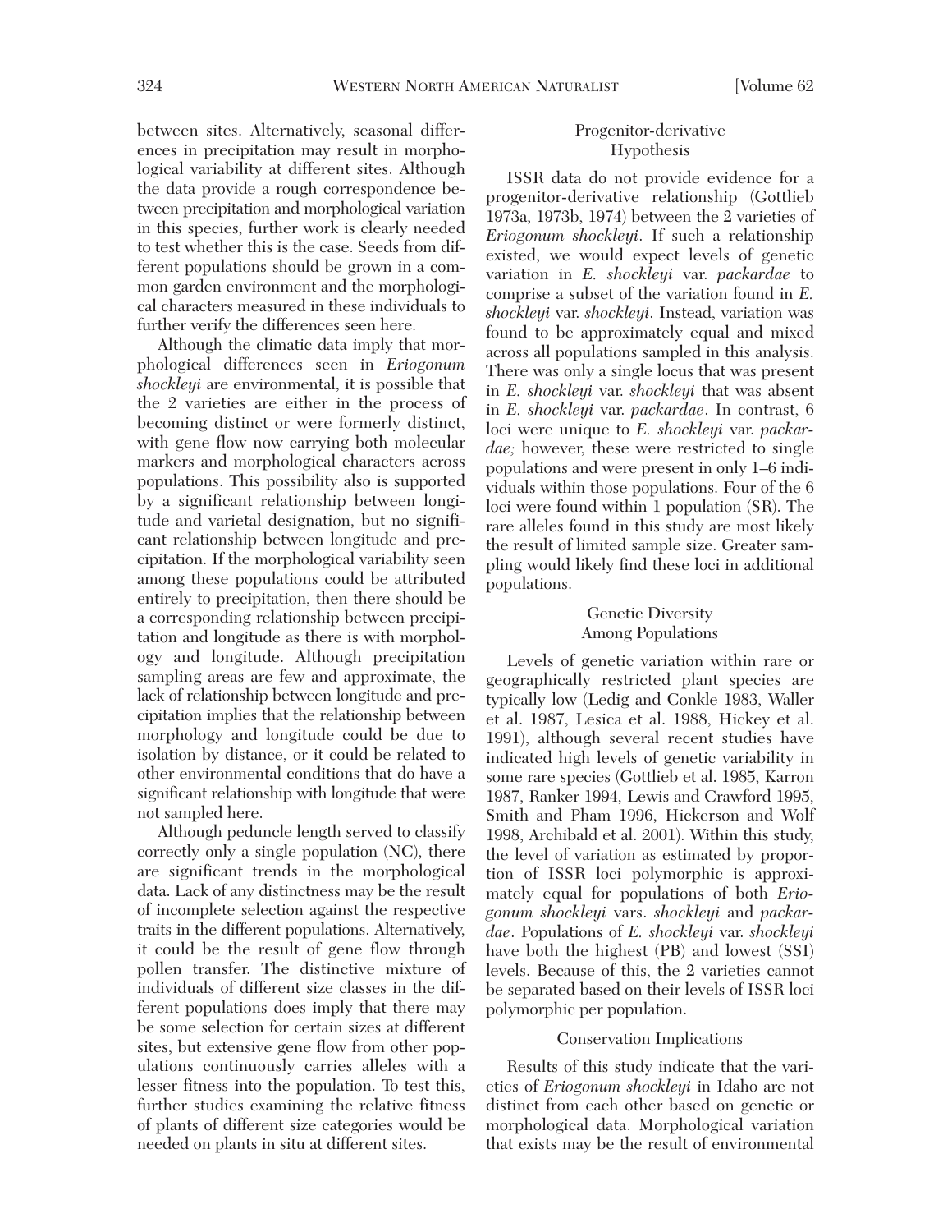between sites. Alternatively, seasonal differences in precipitation may result in morphological variability at different sites. Although the data provide a rough correspondence between precipitation and morphological variation in this species, further work is clearly needed to test whether this is the case. Seeds from different populations should be grown in a common garden environment and the morphological characters measured in these individuals to further verify the differences seen here.

Although the climatic data imply that morphological differences seen in *Eriogonum shockleyi* are environmental, it is possible that the 2 varieties are either in the process of becoming distinct or were formerly distinct, with gene flow now carrying both molecular markers and morphological characters across populations. This possibility also is supported by a significant relationship between longitude and varietal designation, but no significant relationship between longitude and precipitation. If the morphological variability seen among these populations could be attributed entirely to precipitation, then there should be a corresponding relationship between precipitation and longitude as there is with morphology and longitude. Although precipitation sampling areas are few and approximate, the lack of relationship between longitude and precipitation implies that the relationship between morphology and longitude could be due to isolation by distance, or it could be related to other environmental conditions that do have a significant relationship with longitude that were not sampled here.

Although peduncle length served to classify correctly only a single population (NC), there are significant trends in the morphological data. Lack of any distinctness may be the result of incomplete selection against the respective traits in the different populations. Alternatively, it could be the result of gene flow through pollen transfer. The distinctive mixture of individuals of different size classes in the different populations does imply that there may be some selection for certain sizes at different sites, but extensive gene flow from other populations continuously carries alleles with a lesser fitness into the population. To test this, further studies examining the relative fitness of plants of different size categories would be needed on plants in situ at different sites.

### Progenitor-derivative Hypothesis

ISSR data do not provide evidence for a progenitor-derivative relationship (Gottlieb 1973a, 1973b, 1974) between the 2 varieties of *Eriogonum shockleyi*. If such a relationship existed, we would expect levels of genetic variation in *E. shockleyi* var. *packardae* to comprise a subset of the variation found in *E. shockleyi* var. *shockleyi*. Instead, variation was found to be approximately equal and mixed across all populations sampled in this analysis. There was only a single locus that was present in *E. shockleyi* var. *shockleyi* that was absent in *E. shockleyi* var. *packardae*. In contrast, 6 loci were unique to *E. shockleyi* var. *packardae;* however, these were restricted to single populations and were present in only 1–6 individuals within those populations. Four of the 6 loci were found within 1 population (SR). The rare alleles found in this study are most likely the result of limited sample size. Greater sampling would likely find these loci in additional populations.

### Genetic Diversity Among Populations

Levels of genetic variation within rare or geographically restricted plant species are typically low (Ledig and Conkle 1983, Waller et al. 1987, Lesica et al. 1988, Hickey et al. 1991), although several recent studies have indicated high levels of genetic variability in some rare species (Gottlieb et al. 1985, Karron 1987, Ranker 1994, Lewis and Crawford 1995, Smith and Pham 1996, Hickerson and Wolf 1998, Archibald et al. 2001). Within this study, the level of variation as estimated by proportion of ISSR loci polymorphic is approximately equal for populations of both *Eriogonum shockleyi* vars. *shockleyi* and *packardae*. Populations of *E. shockleyi* var. *shockleyi* have both the highest (PB) and lowest (SSI) levels. Because of this, the 2 varieties cannot be separated based on their levels of ISSR loci polymorphic per population.

### Conservation Implications

Results of this study indicate that the varieties of *Eriogonum shockleyi* in Idaho are not distinct from each other based on genetic or morphological data. Morphological variation that exists may be the result of environmental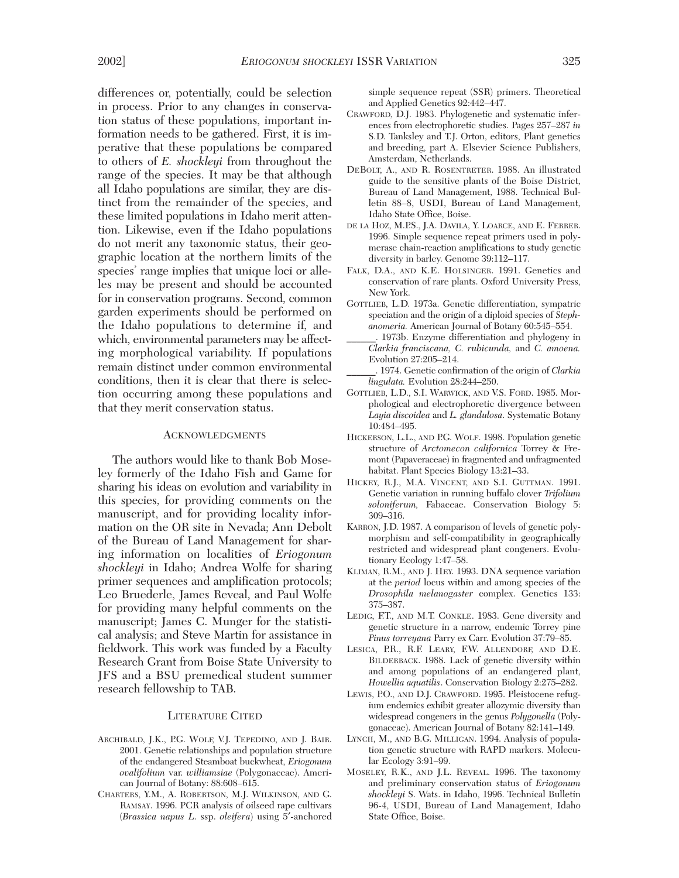differences or, potentially, could be selection in process. Prior to any changes in conservation status of these populations, important information needs to be gathered. First, it is imperative that these populations be compared to others of *E. shockleyi* from throughout the range of the species. It may be that although all Idaho populations are similar, they are distinct from the remainder of the species, and these limited populations in Idaho merit attention. Likewise, even if the Idaho populations do not merit any taxonomic status, their geographic location at the northern limits of the species' range implies that unique loci or alleles may be present and should be accounted for in conservation programs. Second, common garden experiments should be performed on the Idaho populations to determine if, and which, environmental parameters may be affecting morphological variability. If populations remain distinct under common environmental conditions, then it is clear that there is selection occurring among these populations and that they merit conservation status.

## Acknowledgments

The authors would like to thank Bob Moseley formerly of the Idaho Fish and Game for sharing his ideas on evolution and variability in this species, for providing comments on the manuscript, and for providing locality information on the OR site in Nevada; Ann Debolt of the Bureau of Land Management for sharing information on localities of *Eriogonum shockleyi* in Idaho; Andrea Wolfe for sharing primer sequences and amplification protocols; Leo Bruederle, James Reveal, and Paul Wolfe for providing many helpful comments on the manuscript; James C. Munger for the statistical analysis; and Steve Martin for assistance in fieldwork. This work was funded by a Faculty Research Grant from Boise State University to JFS and a BSU premedical student summer research fellowship to TAB.

## Literature Cited

Archibald, J.K., P.G. Wolf, V.J. Tepedino, and J. Bair. 2001. Genetic relationships and population structure of the endangered Steamboat buckwheat, *Eriogonum ovalifolium* var. *williamsiae* (Polygonaceae). American Journal of Botany: 88:608–615.

Charters, Y.M., A. Robertson, M.J. Wilkinson, and G. Ramsay. 1996. PCR analysis of oilseed rape cultivars (*Brassica napus L.* ssp. *oleifera*) using 5′-anchored simple sequence repeat (SSR) primers. Theoretical and Applied Genetics 92:442–447.

Crawford, D.J. 1983. Phylogenetic and systematic inferences from electrophoretic studies. Pages 257–287 *in* S.D. Tanksley and T.J. Orton, editors, Plant genetics and breeding, part A. Elsevier Science Publishers, Amsterdam, Netherlands.

DeBolt, A., and R. Rosentreter. 1988. An illustrated guide to the sensitive plants of the Boise District, Bureau of Land Management, 1988. Technical Bulletin 88–8, USDI, Bureau of Land Management, Idaho State Office, Boise.

de la Hoz, M.P.S., J.A. Davila, Y. Loarce, and E. Ferrer. 1996. Simple sequence repeat primers used in polymerase chain-reaction amplifications to study genetic diversity in barley. Genome 39:112–117.

Falk, D.A., and K.E. Holsinger. 1991. Genetics and conservation of rare plants. Oxford University Press, New York.

Gottlieb, L.D. 1973a. Genetic differentiation, sympatric speciation and the origin of a diploid species of *Stephanomeria*. American Journal of Botany 60:545–554.

______. 1973b. Enzyme differentiation and phylogeny in *Clarkia franciscana*, *C. rubicunda*, and *C. amoena*. Evolution 27:205–214.

______. 1974. Genetic confirmation of the origin of *Clarkia lingulata*. Evolution 28:244–250.

Gottlieb, L.D., S.I. Warwick, and V.S. Ford. 1985. Morphological and electrophoretic divergence between *Layia discoidea* and *L. glandulosa*. Systematic Botany 10:484–495.

Hickerson, L.L., and P.G. Wolf. 1998. Population genetic structure of *Arctomecon californica* Torrey & Fremont (Papaveraceae) in fragmented and unfragmented habitat. Plant Species Biology 13:21–33.

Hickey, R.J., M.A. Vincent, and S.I. Guttman. 1991. Genetic variation in running buffalo clover *Trifolium soloniferum*, Fabaceae. Conservation Biology 5: 309–316.

Karron, J.D. 1987. A comparison of levels of genetic polymorphism and self-compatibility in geographically restricted and widespread plant congeners. Evolutionary Ecology 1:47–58.

Kliman, R.M., and J. Hey. 1993. DNA sequence variation at the *period* locus within and among species of the *Drosophila melanogaster* complex. Genetics 133: 375–387.

Ledig, F.T., and M.T. Conkle. 1983. Gene diversity and genetic structure in a narrow, endemic Torrey pine *Pinus torreyana* Parry ex Carr. Evolution 37:79–85.

Lesica, P.R., R.F. Leary, F.W. Allendorf, and D.E. Bilderback. 1988. Lack of genetic diversity within and among populations of an endangered plant, *Howellia aquatilis*. Conservation Biology 2:275–282.

Lewis, P.O., and D.J. Crawford. 1995. Pleistocene refugium endemics exhibit greater allozymic diversity than widespread congeners in the genus *Polygonella* (Polygonaceae). American Journal of Botany 82:141–149.

Lynch, M., and B.G. Milligan. 1994. Analysis of population genetic structure with RAPD markers. Molecular Ecology 3:91–99.

Moseley, R.K., and J.L. Reveal. 1996. The taxonomy and preliminary conservation status of *Eriogonum shockleyi* S. Wats. in Idaho, 1996. Technical Bulletin 96-4, USDI, Bureau of Land Management, Idaho State Office, Boise.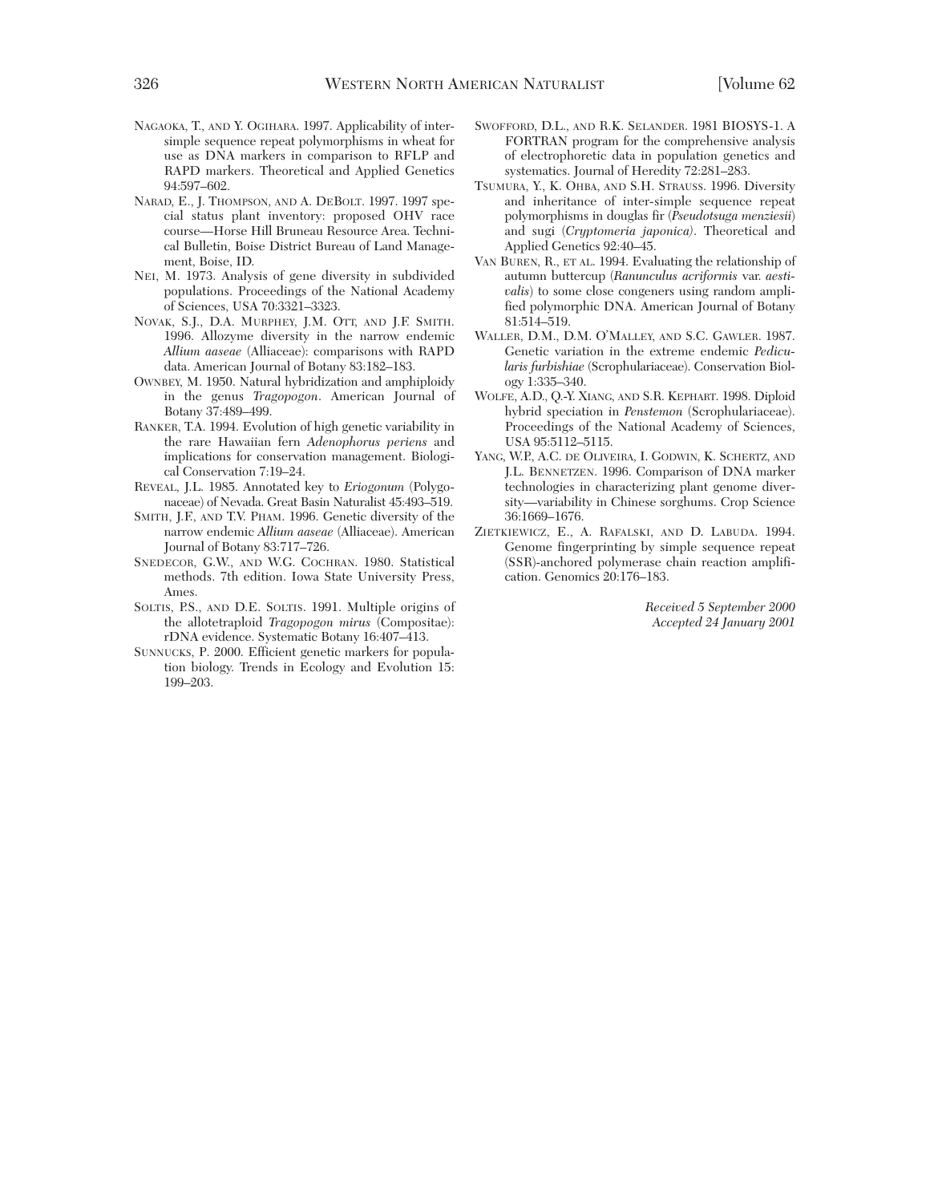NAGAOKA, T., AND Y. OGIHARA. 1997. Applicability of inter-simple sequence repeat polymorphisms in wheat for use as DNA markers in comparison to RFLP and RAPD markers. Theoretical and Applied Genetics 94:597–602.

NARAD, E., J. THOMPSON, AND A. DEBOLT. 1997. 1997 special status plant inventory: proposed OHV race course—Horse Hill Bruneau Resource Area. Technical Bulletin, Boise District Bureau of Land Management, Boise, ID.

NEI, M. 1973. Analysis of gene diversity in subdivided populations. Proceedings of the National Academy of Sciences, USA 70:3321–3323.

NOVAK, S.J., D.A. MURPHEY, J.M. OTT, AND J.F. SMITH. 1996. Allozyme diversity in the narrow endemic *Allium aaseae* (Alliaceae): comparisons with RAPD data. American Journal of Botany 83:182–183.

OWNBEY, M. 1950. Natural hybridization and amphiploidy in the genus *Tragopogon*. American Journal of Botany 37:489–499.

RANKER, T.A. 1994. Evolution of high genetic variability in the rare Hawaiian fern *Adenophorus periens* and implications for conservation management. Biological Conservation 7:19–24.

REVEAL, J.L. 1985. Annotated key to *Eriogonum* (Polygonaceae) of Nevada. Great Basin Naturalist 45:493–519.

SMITH, J.F., AND T.V. PHAM. 1996. Genetic diversity of the narrow endemic *Allium aaseae* (Alliaceae). American Journal of Botany 83:717–726.

SNEDECOR, G.W., AND W.G. COCHRAN. 1980. Statistical methods. 7th edition. Iowa State University Press, Ames.

SOLTIS, P.S., AND D.E. SOLTIS. 1991. Multiple origins of the allotetraploid *Tragopogon mirus* (Compositae): rDNA evidence. Systematic Botany 16:407–413.

SUNNUCKS, P. 2000. Efficient genetic markers for population biology. Trends in Ecology and Evolution 15: 199–203.

SWOFFORD, D.L., AND R.K. SELANDER. 1981 BIOSYS-1. A FORTRAN program for the comprehensive analysis of electrophoretic data in population genetics and systematics. Journal of Heredity 72:281–283.

TSUMURA, Y., K. OHBA, AND S.H. STRAUSS. 1996. Diversity and inheritance of inter-simple sequence repeat polymorphisms in douglas fir (*Pseudotsuga menziesii*) and sugi (*Cryptomeria japonica*). Theoretical and Applied Genetics 92:40–45.

VAN BUREN, R., ET AL. 1994. Evaluating the relationship of autumn buttercup (*Ranunculus acriformis* var. *aestivalis*) to some close congeners using random amplified polymorphic DNA. American Journal of Botany 81:514–519.

WALLER, D.M., D.M. O'MALLEY, AND S.C. GAWLER. 1987. Genetic variation in the extreme endemic *Pedicularis furbishiae* (Scrophulariaceae). Conservation Biology 1:335–340.

WOLFE, A.D., Q.-Y. XIANG, AND S.R. KEPHART. 1998. Diploid hybrid speciation in *Penstemon* (Scrophulariaceae). Proceedings of the National Academy of Sciences, USA 95:5112–5115.

YANG, W.P., A.C. DE OLIVEIRA, I. GODWIN, K. SCHERTZ, AND J.L. BENNETZEN. 1996. Comparison of DNA marker technologies in characterizing plant genome diversity—variability in Chinese sorghums. Crop Science 36:1669–1676.

ZIETKIEWICZ, E., A. RAFALSKI, AND D. LABUDA. 1994. Genome fingerprinting by simple sequence repeat (SSR)-anchored polymerase chain reaction amplification. Genomics 20:176–183.

*Received 5 September 2000*
*Accepted 24 January 2001*